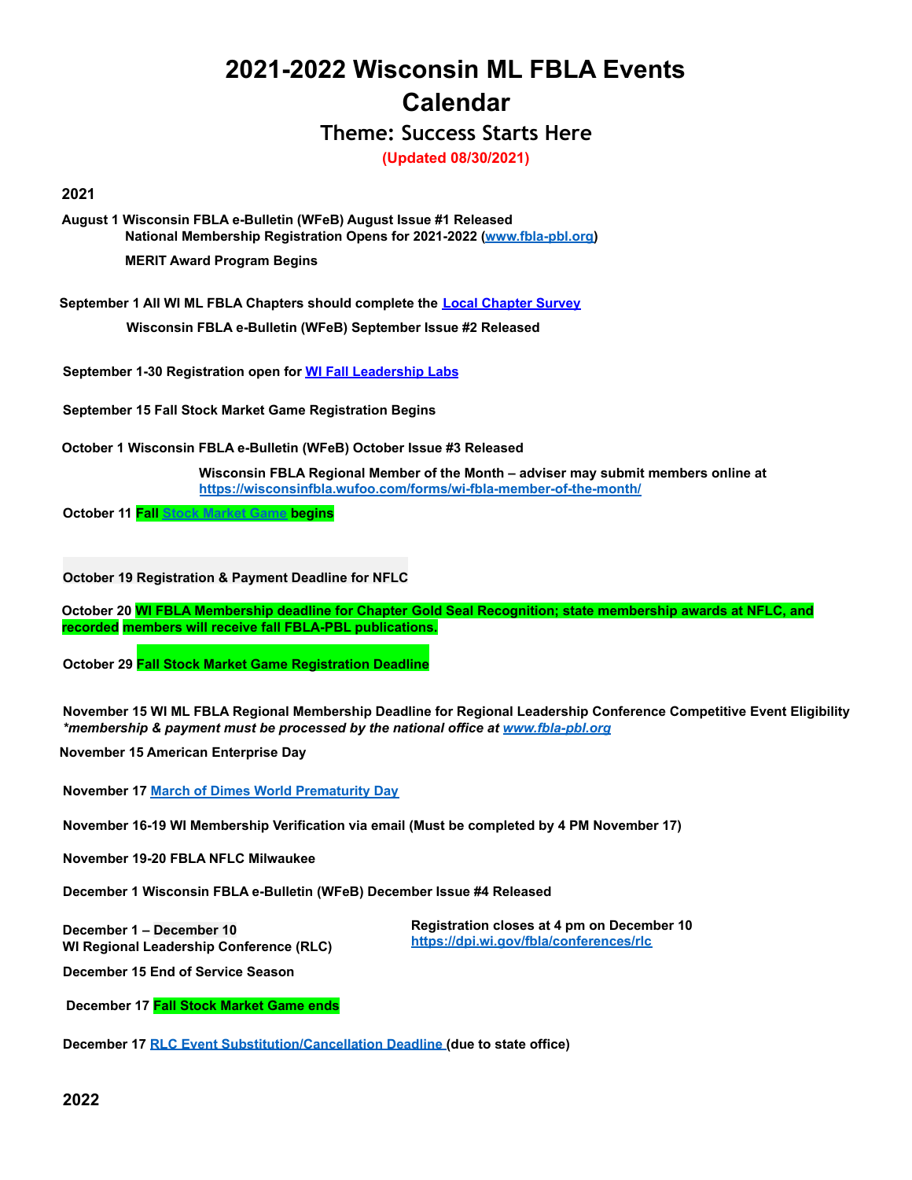# 2021-2022 Wisconsin ML FBLA Events Calendar

## Theme: Success Starts Here

**(Updated 08/30/2021)**

### 2021

**August 1 Wisconsin FBLA e-Bulletin (WFeB) August Issue #1 Released**
**National Membership Registration Opens for 2021-2022 ([www.fbla-pbl.org](www.fbla-pbl.org))**
**MERIT Award Program Begins**

**September 1 All WI ML FBLA Chapters should complete the [Local Chapter Survey]()**
**Wisconsin FBLA e-Bulletin (WFeB) September Issue #2 Released**

**September 1-30 Registration open for [WI Fall Leadership Labs]()**

**September 15 Fall Stock Market Game Registration Begins**

**October 1 Wisconsin FBLA e-Bulletin (WFeB) October Issue #3 Released**
**Wisconsin FBLA Regional Member of the Month – adviser may submit members online at [https://wisconsinfbla.wufoo.com/forms/wi-fbla-member-of-the-month/](https://wisconsinfbla.wufoo.com/forms/wi-fbla-member-of-the-month/)**

**October 11 Fall [Stock Market Game]() begins**

**October 19 Registration & Payment Deadline for NFLC**

**October 20 WI FBLA Membership deadline for Chapter Gold Seal Recognition; state membership awards at NFLC, and recorded members will receive fall FBLA-PBL publications.**

**October 29 Fall Stock Market Game Registration Deadline**

**November 15 WI ML FBLA Regional Membership Deadline for Regional Leadership Conference Competitive Event Eligibility**
***\*membership & payment must be processed by the national office at [www.fbla-pbl.org](www.fbla-pbl.org)***

**November 15 American Enterprise Day**

**November 17 [March of Dimes World Prematurity Day]()**

**November 16-19 WI Membership Verification via email (Must be completed by 4 PM November 17)**

**November 19-20 FBLA NFLC Milwaukee**

**December 1 Wisconsin FBLA e-Bulletin (WFeB) December Issue #4 Released**

**December 1 – December 10**
**WI Regional Leadership Conference (RLC)**
**Registration closes at 4 pm on December 10**
**[https://dpi.wi.gov/fbla/conferences/rlc](https://dpi.wi.gov/fbla/conferences/rlc)**

**December 15 End of Service Season**

**December 17 Fall Stock Market Game ends**

**December 17 [RLC Event Substitution/Cancellation Deadline]() (due to state office)**

### 2022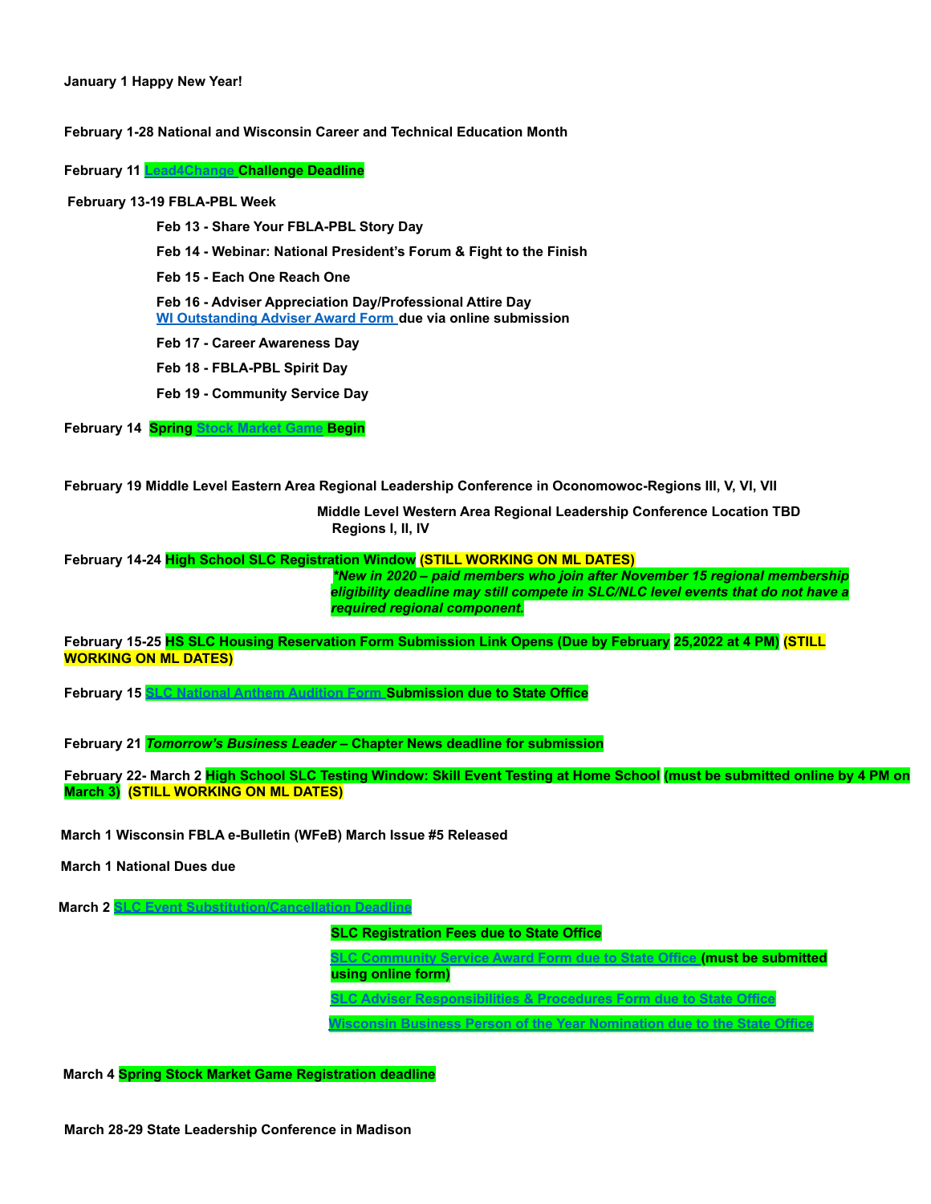**January 1 Happy New Year!**

**February 1-28 National and Wisconsin Career and Technical Education Month**

**February 11 Lead4Change Challenge Deadline**

**February 13-19 FBLA-PBL Week**

- **Feb 13 - Share Your FBLA-PBL Story Day**
- **Feb 14 - Webinar: National President's Forum & Fight to the Finish**
- **Feb 15 - Each One Reach One**
- **Feb 16 - Adviser Appreciation Day/Professional Attire Day**
  **WI Outstanding Adviser Award Form due via online submission**
- **Feb 17 - Career Awareness Day**
- **Feb 18 - FBLA-PBL Spirit Day**
- **Feb 19 - Community Service Day**

**February 14 Spring Stock Market Game Begin**

**February 19 Middle Level Eastern Area Regional Leadership Conference in Oconomowoc-Regions III, V, VI, VII**

**Middle Level Western Area Regional Leadership Conference Location TBD Regions I, II, IV**

**February 14-24 High School SLC Registration Window (STILL WORKING ON ML DATES)**

***New in 2020 – paid members who join after November 15 regional membership eligibility deadline may still compete in SLC/NLC level events that do not have a required regional component.***

**February 15-25 HS SLC Housing Reservation Form Submission Link Opens (Due by February 25,2022 at 4 PM) (STILL WORKING ON ML DATES)**

**February 15 SLC National Anthem Audition Form Submission due to State Office**

**February 21 *Tomorrow's Business Leader* – Chapter News deadline for submission**

**February 22- March 2 High School SLC Testing Window: Skill Event Testing at Home School (must be submitted online by 4 PM on March 3) (STILL WORKING ON ML DATES)**

**March 1 Wisconsin FBLA e-Bulletin (WFeB) March Issue #5 Released**

**March 1 National Dues due**

**March 2 SLC Event Substitution/Cancellation Deadline**

**SLC Registration Fees due to State Office**

**SLC Community Service Award Form due to State Office (must be submitted using online form)**

**SLC Adviser Responsibilities & Procedures Form due to State Office**

**Wisconsin Business Person of the Year Nomination due to the State Office**

**March 4 Spring Stock Market Game Registration deadline**

**March 28-29 State Leadership Conference in Madison**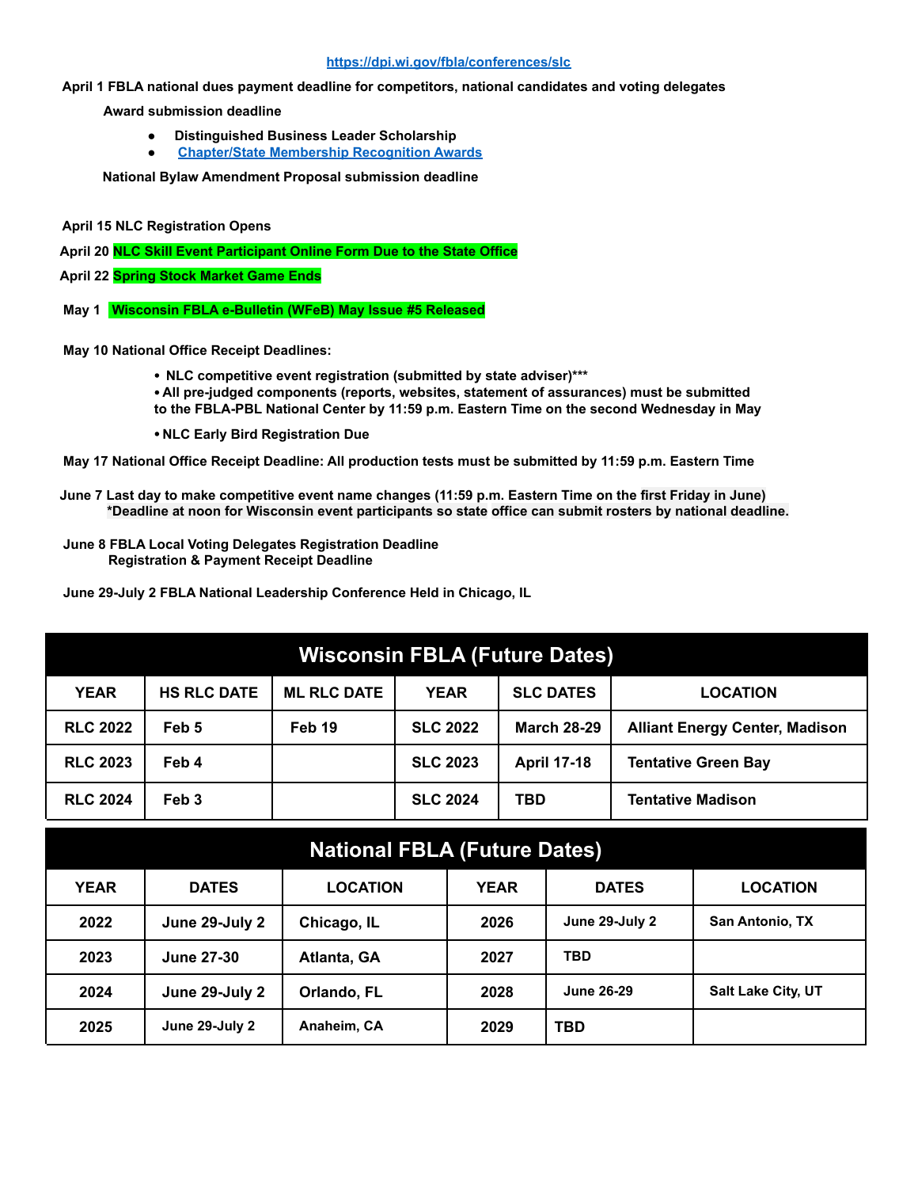https://dpi.wi.gov/fbla/conferences/slc

**April 1 FBLA national dues payment deadline for competitors, national candidates and voting delegates**

**Award submission deadline**

- **Distinguished Business Leader Scholarship**
- **Chapter/State Membership Recognition Awards**

**National Bylaw Amendment Proposal submission deadline**

**April 15 NLC Registration Opens**

**April 20 NLC Skill Event Participant Online Form Due to the State Office**

**April 22 Spring Stock Market Game Ends**

**May 1 Wisconsin FBLA e-Bulletin (WFeB) May Issue #5 Released**

**May 10 National Office Receipt Deadlines:**

- **NLC competitive event registration (submitted by state adviser)*****
- **All pre-judged components (reports, websites, statement of assurances) must be submitted to the FBLA-PBL National Center by 11:59 p.m. Eastern Time on the second Wednesday in May**
- **NLC Early Bird Registration Due**

**May 17 National Office Receipt Deadline: All production tests must be submitted by 11:59 p.m. Eastern Time**

**June 7 Last day to make competitive event name changes (11:59 p.m. Eastern Time on the first Friday in June)**
**\*Deadline at noon for Wisconsin event participants so state office can submit rosters by national deadline.**

**June 8 FBLA Local Voting Delegates Registration Deadline**
**Registration & Payment Receipt Deadline**

**June 29-July 2 FBLA National Leadership Conference Held in Chicago, IL**

| Wisconsin FBLA (Future Dates) | | | | | |
|---|---|---|---|---|---|
| YEAR | HS RLC DATE | ML RLC DATE | YEAR | SLC DATES | LOCATION |
| RLC 2022 | Feb 5 | Feb 19 | SLC 2022 | March 28-29 | Alliant Energy Center, Madison |
| RLC 2023 | Feb 4 | | SLC 2023 | April 17-18 | Tentative Green Bay |
| RLC 2024 | Feb 3 | | SLC 2024 | TBD | Tentative Madison |

| National FBLA (Future Dates) | | | | | |
|---|---|---|---|---|---|
| YEAR | DATES | LOCATION | YEAR | DATES | LOCATION |
| 2022 | June 29-July 2 | Chicago, IL | 2026 | June 29-July 2 | San Antonio, TX |
| 2023 | June 27-30 | Atlanta, GA | 2027 | TBD | |
| 2024 | June 29-July 2 | Orlando, FL | 2028 | June 26-29 | Salt Lake City, UT |
| 2025 | June 29-July 2 | Anaheim, CA | 2029 | TBD | |